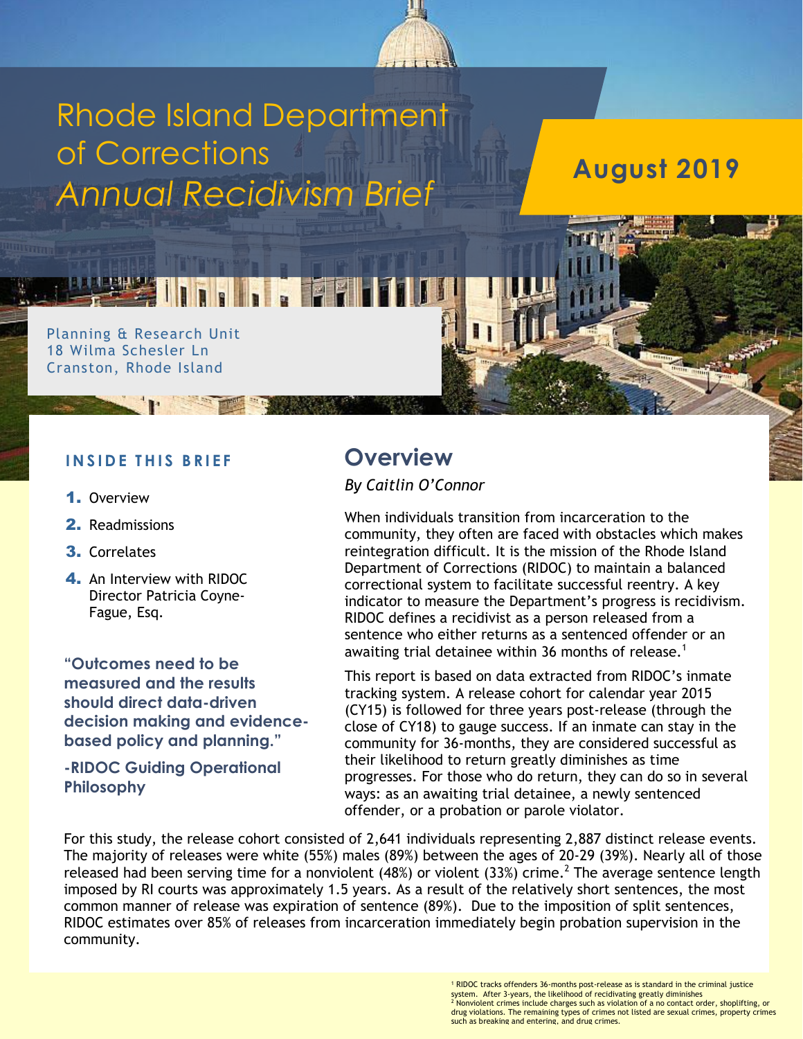# Rhode Island Department of Corrections

# *Annual Recidivism Brief*

**August 2019**

Planning & Research Unit
18 Wilma Schesler Ln
Cranston, Rhode Island

**INSIDE THIS BRIEF**

1. Overview
2. Readmissions
3. Correlates
4. An Interview with RIDOC Director Patricia Coyne-Fague, Esq.

**"Outcomes need to be measured and the results should direct data-driven decision making and evidence-based policy and planning."**

**-RIDOC Guiding Operational Philosophy**

## Overview

*By Caitlin O'Connor*

When individuals transition from incarceration to the community, they often are faced with obstacles which makes reintegration difficult. It is the mission of the Rhode Island Department of Corrections (RIDOC) to maintain a balanced correctional system to facilitate successful reentry. A key indicator to measure the Department's progress is recidivism. RIDOC defines a recidivist as a person released from a sentence who either returns as a sentenced offender or an awaiting trial detainee within 36 months of release.[1]

This report is based on data extracted from RIDOC's inmate tracking system. A release cohort for calendar year 2015 (CY15) is followed for three years post-release (through the close of CY18) to gauge success. If an inmate can stay in the community for 36-months, they are considered successful as their likelihood to return greatly diminishes as time progresses. For those who do return, they can do so in several ways: as an awaiting trial detainee, a newly sentenced offender, or a probation or parole violator.

For this study, the release cohort consisted of 2,641 individuals representing 2,887 distinct release events. The majority of releases were white (55%) males (89%) between the ages of 20-29 (39%). Nearly all of those released had been serving time for a nonviolent (48%) or violent (33%) crime.[2] The average sentence length imposed by RI courts was approximately 1.5 years. As a result of the relatively short sentences, the most common manner of release was expiration of sentence (89%). Due to the imposition of split sentences, RIDOC estimates over 85% of releases from incarceration immediately begin probation supervision in the community.

[1] RIDOC tracks offenders 36-months post-release as is standard in the criminal justice system. After 3-years, the likelihood of recidivating greatly diminishes

[2] Nonviolent crimes include charges such as violation of a no contact order, shoplifting, or drug violations. The remaining types of crimes not listed are sexual crimes, property crimes such as breaking and entering, and drug crimes.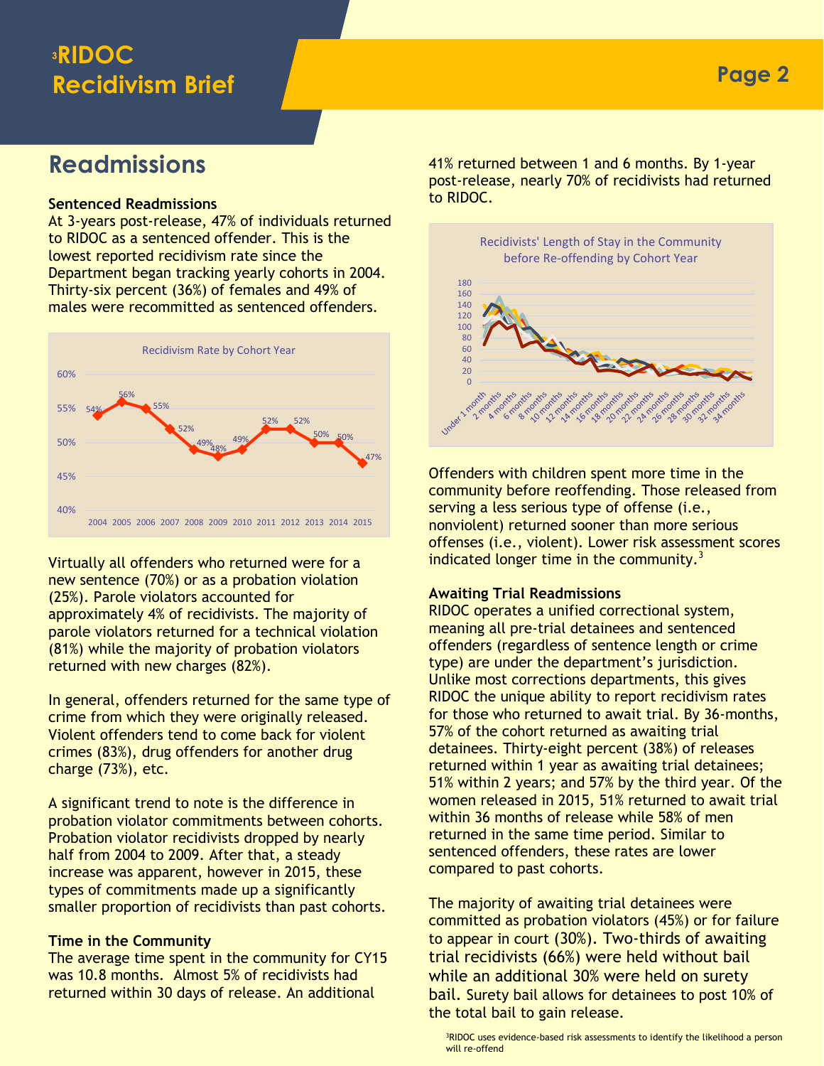# Readmissions

**Sentenced Readmissions**

At 3-years post-release, 47% of individuals returned to RIDOC as a sentenced offender. This is the lowest reported recidivism rate since the Department began tracking yearly cohorts in 2004. Thirty-six percent (36%) of females and 49% of males were recommitted as sentenced offenders.

Recidivism Rate by Cohort Year

| Year | 2004 | 2005 | 2006 | 2007 | 2008 | 2009 | 2010 | 2011 | 2012 | 2013 | 2014 | 2015 |
|---|---|---|---|---|---|---|---|---|---|---|---|---|
| Rate | 54% | 56% | 55% | 52% | 49% | 48% | 49% | 52% | 52% | 50% | 50% | 47% |

Virtually all offenders who returned were for a new sentence (70%) or as a probation violation (25%). Parole violators accounted for approximately 4% of recidivists. The majority of parole violators returned for a technical violation (81%) while the majority of probation violators returned with new charges (82%).

In general, offenders returned for the same type of crime from which they were originally released. Violent offenders tend to come back for violent crimes (83%), drug offenders for another drug charge (73%), etc.

A significant trend to note is the difference in probation violator commitments between cohorts. Probation violator recidivists dropped by nearly half from 2004 to 2009. After that, a steady increase was apparent, however in 2015, these types of commitments made up a significantly smaller proportion of recidivists than past cohorts.

**Time in the Community**

The average time spent in the community for CY15 was 10.8 months. Almost 5% of recidivists had returned within 30 days of release. An additional 41% returned between 1 and 6 months. By 1-year post-release, nearly 70% of recidivists had returned to RIDOC.

Recidivists' Length of Stay in the Community before Re-offending by Cohort Year

Offenders with children spent more time in the community before reoffending. Those released from serving a less serious type of offense (i.e., nonviolent) returned sooner than more serious offenses (i.e., violent). Lower risk assessment scores indicated longer time in the community.[3]

**Awaiting Trial Readmissions**

RIDOC operates a unified correctional system, meaning all pre-trial detainees and sentenced offenders (regardless of sentence length or crime type) are under the department's jurisdiction. Unlike most corrections departments, this gives RIDOC the unique ability to report recidivism rates for those who returned to await trial. By 36-months, 57% of the cohort returned as awaiting trial detainees. Thirty-eight percent (38%) of releases returned within 1 year as awaiting trial detainees; 51% within 2 years; and 57% by the third year. Of the women released in 2015, 51% returned to await trial within 36 months of release while 58% of men returned in the same time period. Similar to sentenced offenders, these rates are lower compared to past cohorts.

The majority of awaiting trial detainees were committed as probation violators (45%) or for failure to appear in court (30%). Two-thirds of awaiting trial recidivists (66%) were held without bail while an additional 30% were held on surety bail. Surety bail allows for detainees to post 10% of the total bail to gain release.

[3]RIDOC uses evidence-based risk assessments to identify the likelihood a person will re-offend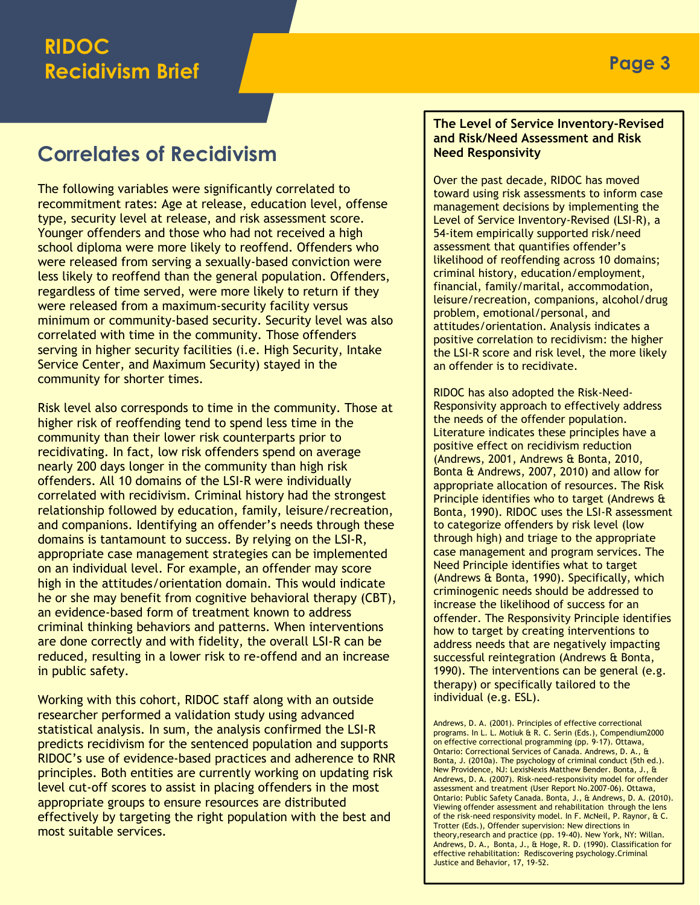## Correlates of Recidivism

The following variables were significantly correlated to recommitment rates: Age at release, education level, offense type, security level at release, and risk assessment score. Younger offenders and those who had not received a high school diploma were more likely to reoffend. Offenders who were released from serving a sexually-based conviction were less likely to reoffend than the general population. Offenders, regardless of time served, were more likely to return if they were released from a maximum-security facility versus minimum or community-based security. Security level was also correlated with time in the community. Those offenders serving in higher security facilities (i.e. High Security, Intake Service Center, and Maximum Security) stayed in the community for shorter times.

Risk level also corresponds to time in the community. Those at higher risk of reoffending tend to spend less time in the community than their lower risk counterparts prior to recidivating. In fact, low risk offenders spend on average nearly 200 days longer in the community than high risk offenders. All 10 domains of the LSI-R were individually correlated with recidivism. Criminal history had the strongest relationship followed by education, family, leisure/recreation, and companions. Identifying an offender's needs through these domains is tantamount to success. By relying on the LSI-R, appropriate case management strategies can be implemented on an individual level. For example, an offender may score high in the attitudes/orientation domain. This would indicate he or she may benefit from cognitive behavioral therapy (CBT), an evidence-based form of treatment known to address criminal thinking behaviors and patterns. When interventions are done correctly and with fidelity, the overall LSI-R can be reduced, resulting in a lower risk to re-offend and an increase in public safety.

Working with this cohort, RIDOC staff along with an outside researcher performed a validation study using advanced statistical analysis. In sum, the analysis confirmed the LSI-R predicts recidivism for the sentenced population and supports RIDOC's use of evidence-based practices and adherence to RNR principles. Both entities are currently working on updating risk level cut-off scores to assist in placing offenders in the most appropriate groups to ensure resources are distributed effectively by targeting the right population with the best and most suitable services.

**The Level of Service Inventory-Revised and Risk/Need Assessment and Risk Need Responsivity**

Over the past decade, RIDOC has moved toward using risk assessments to inform case management decisions by implementing the Level of Service Inventory-Revised (LSI-R), a 54-item empirically supported risk/need assessment that quantifies offender's likelihood of reoffending across 10 domains; criminal history, education/employment, financial, family/marital, accommodation, leisure/recreation, companions, alcohol/drug problem, emotional/personal, and attitudes/orientation. Analysis indicates a positive correlation to recidivism: the higher the LSI-R score and risk level, the more likely an offender is to recidivate.

RIDOC has also adopted the Risk-Need-Responsivity approach to effectively address the needs of the offender population. Literature indicates these principles have a positive effect on recidivism reduction (Andrews, 2001, Andrews & Bonta, 2010, Bonta & Andrews, 2007, 2010) and allow for appropriate allocation of resources. The Risk Principle identifies who to target (Andrews & Bonta, 1990). RIDOC uses the LSI-R assessment to categorize offenders by risk level (low through high) and triage to the appropriate case management and program services. The Need Principle identifies what to target (Andrews & Bonta, 1990). Specifically, which criminogenic needs should be addressed to increase the likelihood of success for an offender. The Responsivity Principle identifies how to target by creating interventions to address needs that are negatively impacting successful reintegration (Andrews & Bonta, 1990). The interventions can be general (e.g. therapy) or specifically tailored to the individual (e.g. ESL).

Andrews, D. A. (2001). Principles of effective correctional programs. In L. L. Motiuk & R. C. Serin (Eds.), Compendium2000 on effective correctional programming (pp. 9-17). Ottawa, Ontario: Correctional Services of Canada. Andrews, D. A., & Bonta, J. (2010a). The psychology of criminal conduct (5th ed.). New Providence, NJ: LexisNexis Matthew Bender. Bonta, J., & Andrews, D. A. (2007). Risk-need-responsivity model for offender assessment and treatment (User Report No.2007-06). Ottawa, Ontario: Public Safety Canada. Bonta, J., & Andrews, D. A. (2010). Viewing offender assessment and rehabilitation through the lens of the risk-need responsivity model. In F. McNeil, P. Raynor, & C. Trotter (Eds.), Offender supervision: New directions in theory,research and practice (pp. 19-40). New York, NY: Willan. Andrews, D. A., Bonta, J., & Hoge, R. D. (1990). Classification for effective rehabilitation: Rediscovering psychology.Criminal Justice and Behavior, 17, 19-52.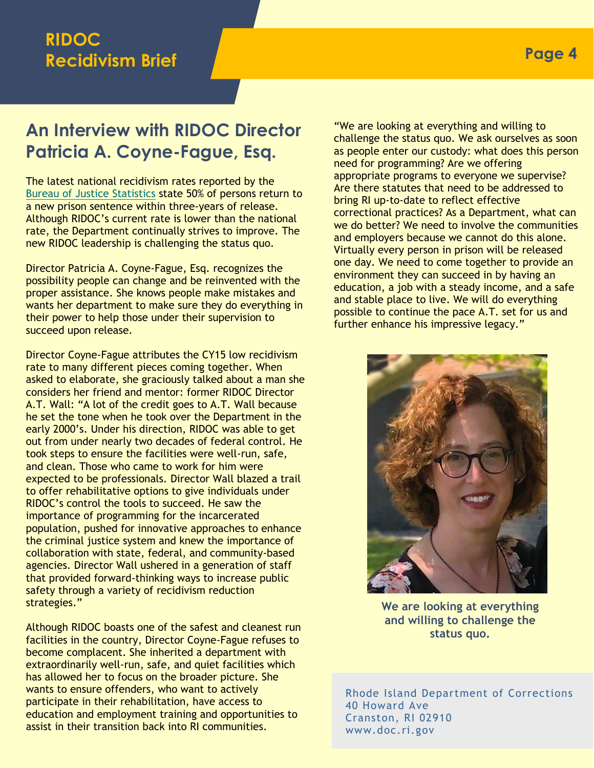## An Interview with RIDOC Director Patricia A. Coyne-Fague, Esq.

The latest national recidivism rates reported by the Bureau of Justice Statistics state 50% of persons return to a new prison sentence within three-years of release. Although RIDOC's current rate is lower than the national rate, the Department continually strives to improve. The new RIDOC leadership is challenging the status quo.

Director Patricia A. Coyne-Fague, Esq. recognizes the possibility people can change and be reinvented with the proper assistance. She knows people make mistakes and wants her department to make sure they do everything in their power to help those under their supervision to succeed upon release.

Director Coyne-Fague attributes the CY15 low recidivism rate to many different pieces coming together. When asked to elaborate, she graciously talked about a man she considers her friend and mentor: former RIDOC Director A.T. Wall: "A lot of the credit goes to A.T. Wall because he set the tone when he took over the Department in the early 2000's. Under his direction, RIDOC was able to get out from under nearly two decades of federal control. He took steps to ensure the facilities were well-run, safe, and clean. Those who came to work for him were expected to be professionals. Director Wall blazed a trail to offer rehabilitative options to give individuals under RIDOC's control the tools to succeed. He saw the importance of programming for the incarcerated population, pushed for innovative approaches to enhance the criminal justice system and knew the importance of collaboration with state, federal, and community-based agencies. Director Wall ushered in a generation of staff that provided forward-thinking ways to increase public safety through a variety of recidivism reduction strategies."

Although RIDOC boasts one of the safest and cleanest run facilities in the country, Director Coyne-Fague refuses to become complacent. She inherited a department with extraordinarily well-run, safe, and quiet facilities which has allowed her to focus on the broader picture. She wants to ensure offenders, who want to actively participate in their rehabilitation, have access to education and employment training and opportunities to assist in their transition back into RI communities.

"We are looking at everything and willing to challenge the status quo. We ask ourselves as soon as people enter our custody: what does this person need for programming? Are we offering appropriate programs to everyone we supervise? Are there statutes that need to be addressed to bring RI up-to-date to reflect effective correctional practices? As a Department, what can we do better? We need to involve the communities and employers because we cannot do this alone. Virtually every person in prison will be released one day. We need to come together to provide an environment they can succeed in by having an education, a job with a steady income, and a safe and stable place to live. We will do everything possible to continue the pace A.T. set for us and further enhance his impressive legacy."

**We are looking at everything and willing to challenge the status quo.**

Rhode Island Department of Corrections
40 Howard Ave
Cranston, RI 02910
www.doc.ri.gov